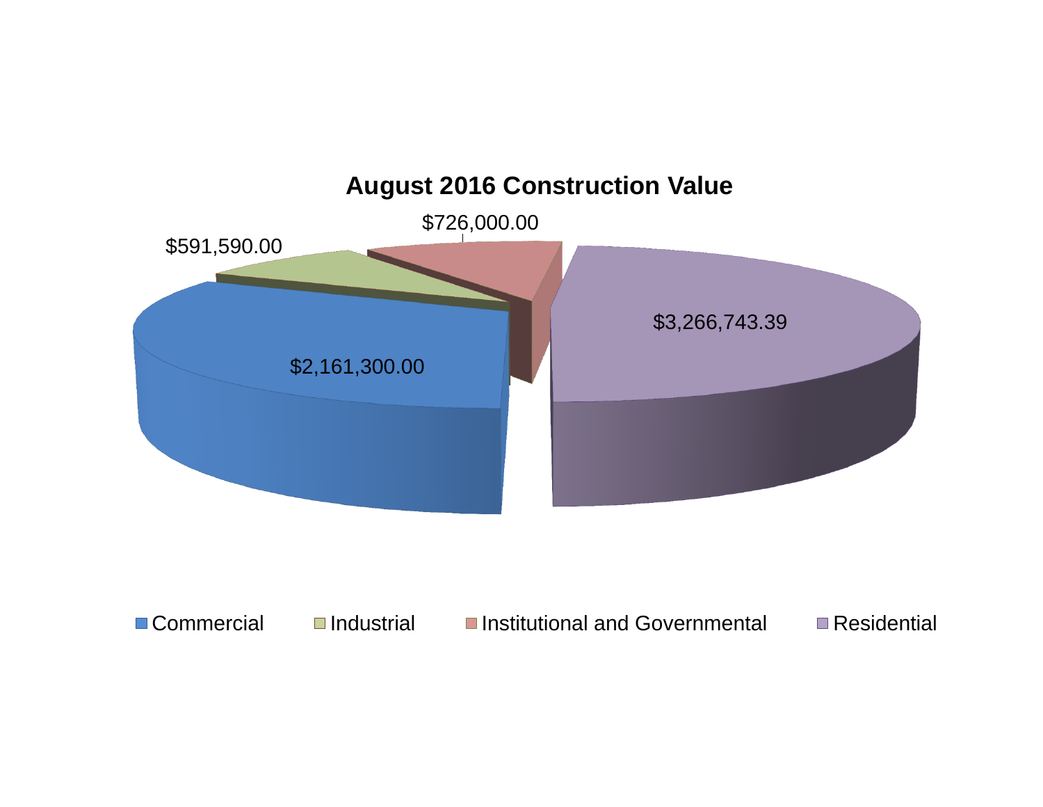# August 2016 Construction Value

$726,000.00

$591,590.00

$3,266,743.39

$2,161,300.00

Commercial

Industrial

Institutional and Governmental

Residential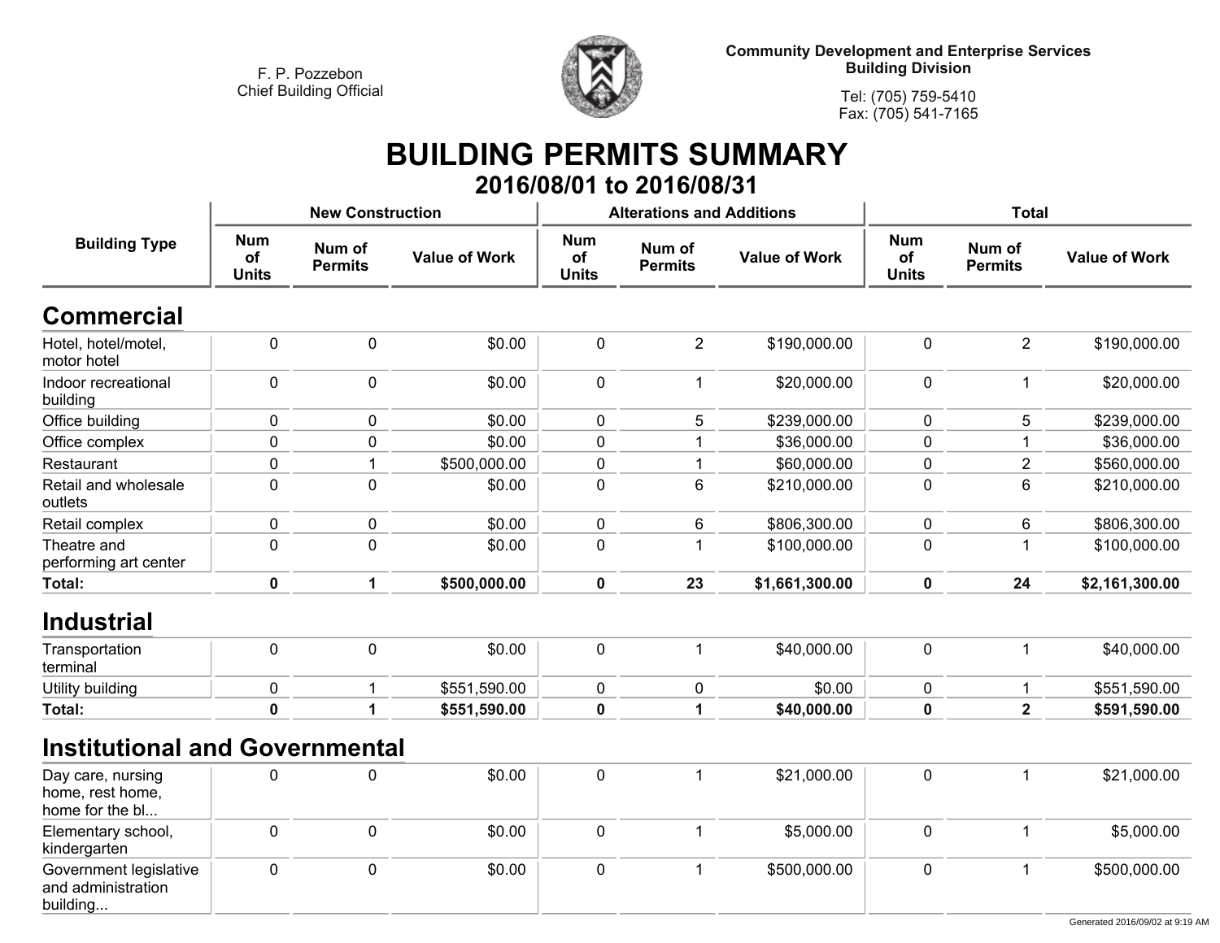F. P. Pozzebon
Chief Building Official

**Community Development and Enterprise Services**
**Building Division**

Tel: (705) 759-5410
Fax: (705) 541-7165

# BUILDING PERMITS SUMMARY

## 2016/08/01 to 2016/08/31

| Building Type | New Construction | | | Alterations and Additions | | | Total | | |
|---|---|---|---|---|---|---|---|---|---|
| | Num of Units | Num of Permits | Value of Work | Num of Units | Num of Permits | Value of Work | Num of Units | Num of Permits | Value of Work |
| **Commercial** | | | | | | | | | |
| Hotel, hotel/motel, motor hotel | 0 | 0 | $0.00 | 0 | 2 | $190,000.00 | 0 | 2 | $190,000.00 |
| Indoor recreational building | 0 | 0 | $0.00 | 0 | 1 | $20,000.00 | 0 | 1 | $20,000.00 |
| Office building | 0 | 0 | $0.00 | 0 | 5 | $239,000.00 | 0 | 5 | $239,000.00 |
| Office complex | 0 | 0 | $0.00 | 0 | 1 | $36,000.00 | 0 | 1 | $36,000.00 |
| Restaurant | 0 | 1 | $500,000.00 | 0 | 1 | $60,000.00 | 0 | 2 | $560,000.00 |
| Retail and wholesale outlets | 0 | 0 | $0.00 | 0 | 6 | $210,000.00 | 0 | 6 | $210,000.00 |
| Retail complex | 0 | 0 | $0.00 | 0 | 6 | $806,300.00 | 0 | 6 | $806,300.00 |
| Theatre and performing art center | 0 | 0 | $0.00 | 0 | 1 | $100,000.00 | 0 | 1 | $100,000.00 |
| **Total:** | **0** | **1** | **$500,000.00** | **0** | **23** | **$1,661,300.00** | **0** | **24** | **$2,161,300.00** |
| **Industrial** | | | | | | | | | |
| Transportation terminal | 0 | 0 | $0.00 | 0 | 1 | $40,000.00 | 0 | 1 | $40,000.00 |
| Utility building | 0 | 1 | $551,590.00 | 0 | 0 | $0.00 | 0 | 1 | $551,590.00 |
| **Total:** | **0** | **1** | **$551,590.00** | **0** | **1** | **$40,000.00** | **0** | **2** | **$591,590.00** |
| **Institutional and Governmental** | | | | | | | | | |
| Day care, nursing home, rest home, home for the bl... | 0 | 0 | $0.00 | 0 | 1 | $21,000.00 | 0 | 1 | $21,000.00 |
| Elementary school, kindergarten | 0 | 0 | $0.00 | 0 | 1 | $5,000.00 | 0 | 1 | $5,000.00 |
| Government legislative and administration building... | 0 | 0 | $0.00 | 0 | 1 | $500,000.00 | 0 | 1 | $500,000.00 |

Generated 2016/09/02 at 9:19 AM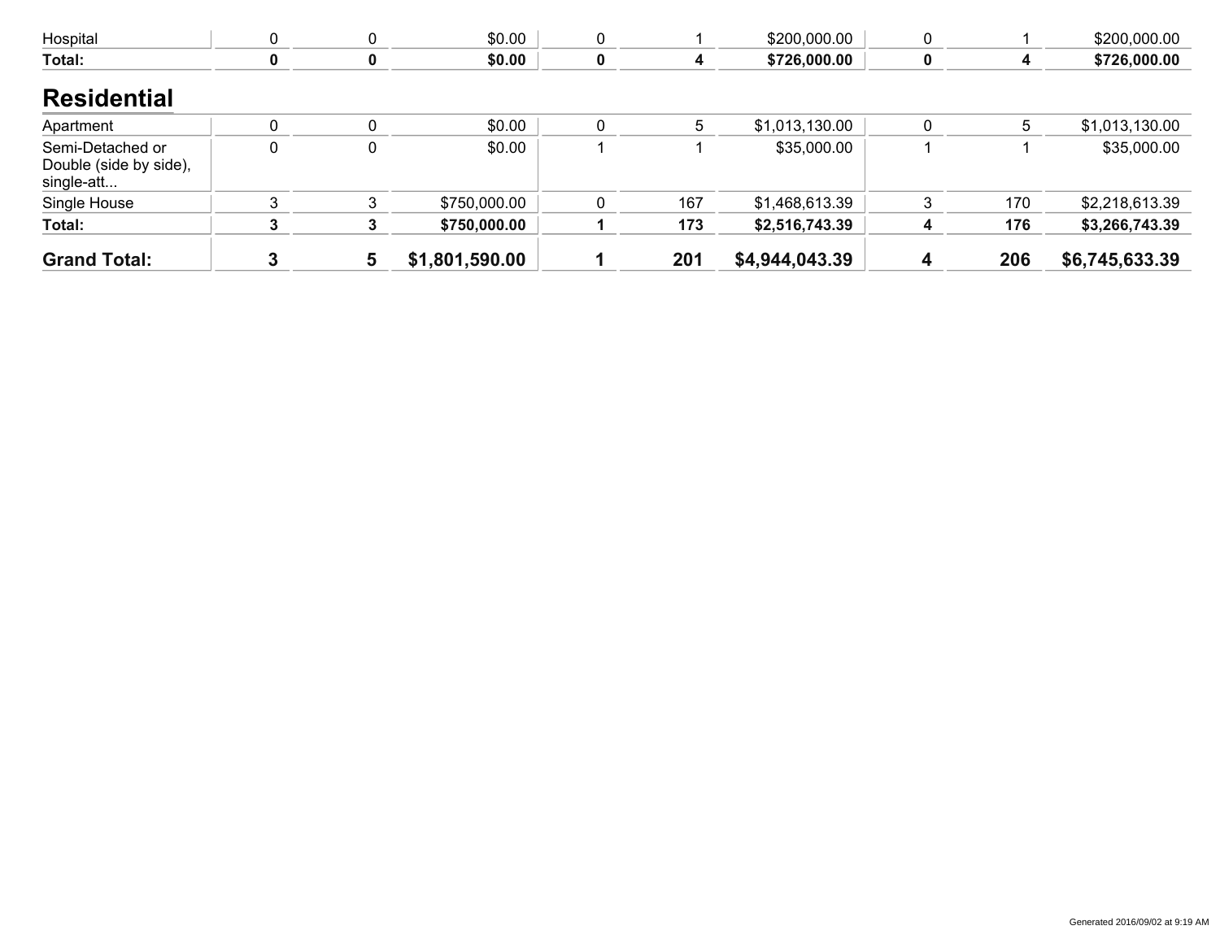| | | | | | | | | | |
|---|---|---|---|---|---|---|---|---|---|
| Hospital | 0 | 0 | $0.00 | 0 | 1 | $200,000.00 | 0 | 1 | $200,000.00 |
| **Total:** | **0** | **0** | **$0.00** | **0** | **4** | **$726,000.00** | **0** | **4** | **$726,000.00** |

## Residential

| | | | | | | | | | |
|---|---|---|---|---|---|---|---|---|---|
| Apartment | 0 | 0 | $0.00 | 0 | 5 | $1,013,130.00 | 0 | 5 | $1,013,130.00 |
| Semi-Detached or Double (side by side), single-att... | 0 | 0 | $0.00 | 1 | 1 | $35,000.00 | 1 | 1 | $35,000.00 |
| Single House | 3 | 3 | $750,000.00 | 0 | 167 | $1,468,613.39 | 3 | 170 | $2,218,613.39 |
| **Total:** | **3** | **3** | **$750,000.00** | **1** | **173** | **$2,516,743.39** | **4** | **176** | **$3,266,743.39** |
| **Grand Total:** | **3** | **5** | **$1,801,590.00** | **1** | **201** | **$4,944,043.39** | **4** | **206** | **$6,745,633.39** |

Generated 2016/09/02 at 9:19 AM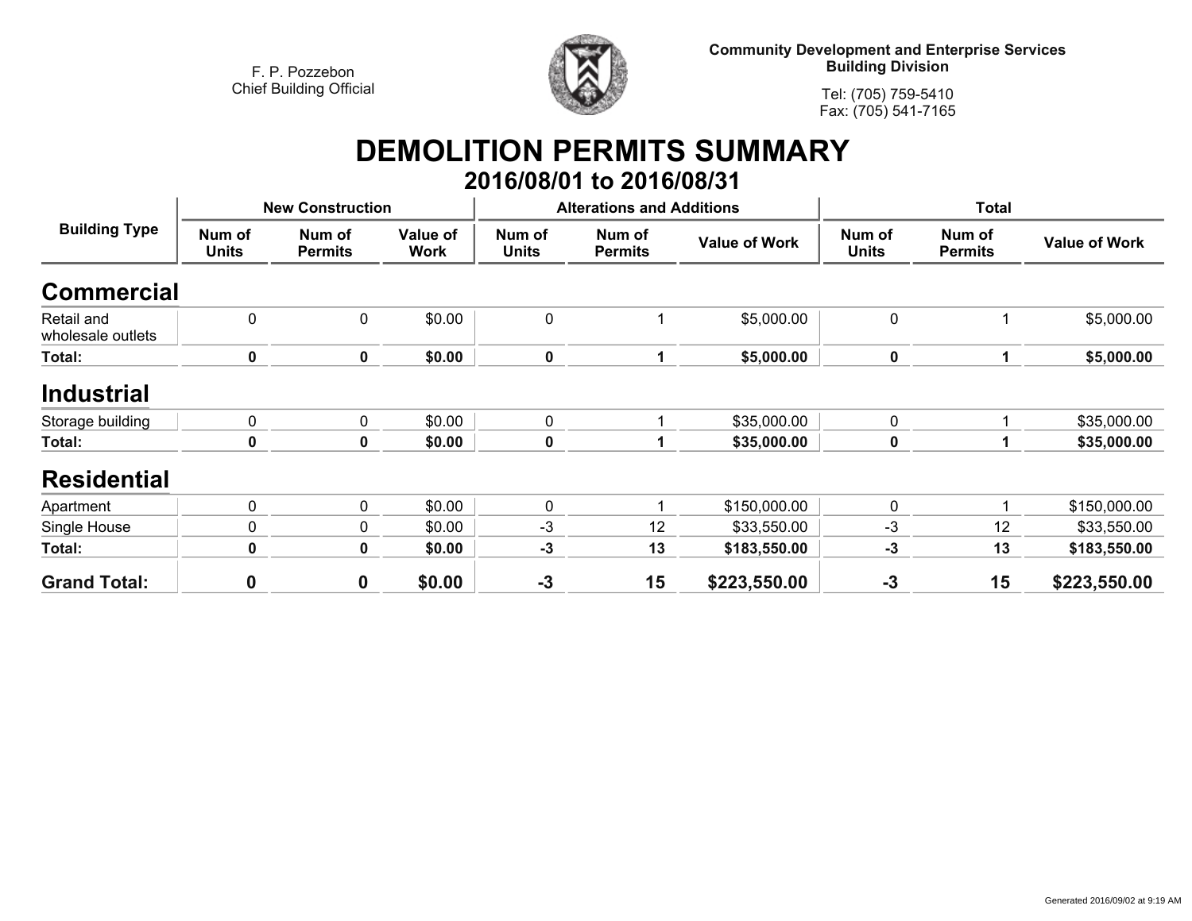F. P. Pozzebon
Chief Building Official

Community Development and Enterprise Services
Building Division

Tel: (705) 759-5410
Fax: (705) 541-7165

# DEMOLITION PERMITS SUMMARY

## 2016/08/01 to 2016/08/31

| Building Type | New Construction | | | Alterations and Additions | | | Total | | |
|---|---|---|---|---|---|---|---|---|---|
| | Num of Units | Num of Permits | Value of Work | Num of Units | Num of Permits | Value of Work | Num of Units | Num of Permits | Value of Work |
| **Commercial** | | | | | | | | | |
| Retail and wholesale outlets | 0 | 0 | $0.00 | 0 | 1 | $5,000.00 | 0 | 1 | $5,000.00 |
| **Total:** | **0** | **0** | **$0.00** | **0** | **1** | **$5,000.00** | **0** | **1** | **$5,000.00** |
| **Industrial** | | | | | | | | | |
| Storage building | 0 | 0 | $0.00 | 0 | 1 | $35,000.00 | 0 | 1 | $35,000.00 |
| **Total:** | **0** | **0** | **$0.00** | **0** | **1** | **$35,000.00** | **0** | **1** | **$35,000.00** |
| **Residential** | | | | | | | | | |
| Apartment | 0 | 0 | $0.00 | 0 | 1 | $150,000.00 | 0 | 1 | $150,000.00 |
| Single House | 0 | 0 | $0.00 | -3 | 12 | $33,550.00 | -3 | 12 | $33,550.00 |
| **Total:** | **0** | **0** | **$0.00** | **-3** | **13** | **$183,550.00** | **-3** | **13** | **$183,550.00** |
| **Grand Total:** | **0** | **0** | **$0.00** | **-3** | **15** | **$223,550.00** | **-3** | **15** | **$223,550.00** |

Generated 2016/09/02 at 9:19 AM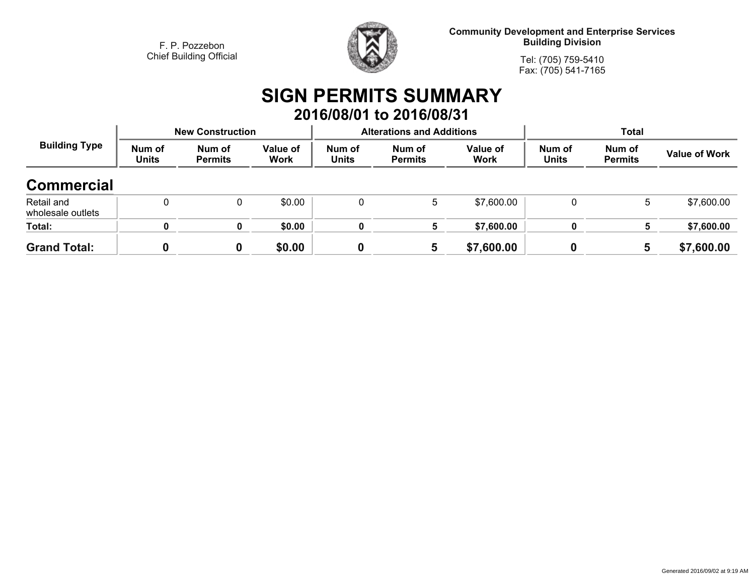F. P. Pozzebon
Chief Building Official

**Community Development and Enterprise Services**
**Building Division**

Tel: (705) 759-5410
Fax: (705) 541-7165

# SIGN PERMITS SUMMARY

## 2016/08/01 to 2016/08/31

| Building Type | New Construction | | | Alterations and Additions | | | Total | | |
|---|---|---|---|---|---|---|---|---|---|
| | Num of Units | Num of Permits | Value of Work | Num of Units | Num of Permits | Value of Work | Num of Units | Num of Permits | Value of Work |
| **Commercial** | | | | | | | | | |
| Retail and wholesale outlets | 0 | 0 | $0.00 | 0 | 5 | $7,600.00 | 0 | 5 | $7,600.00 |
| **Total:** | **0** | **0** | **$0.00** | **0** | **5** | **$7,600.00** | **0** | **5** | **$7,600.00** |
| **Grand Total:** | **0** | **0** | **$0.00** | **0** | **5** | **$7,600.00** | **0** | **5** | **$7,600.00** |

Generated 2016/09/02 at 9:19 AM